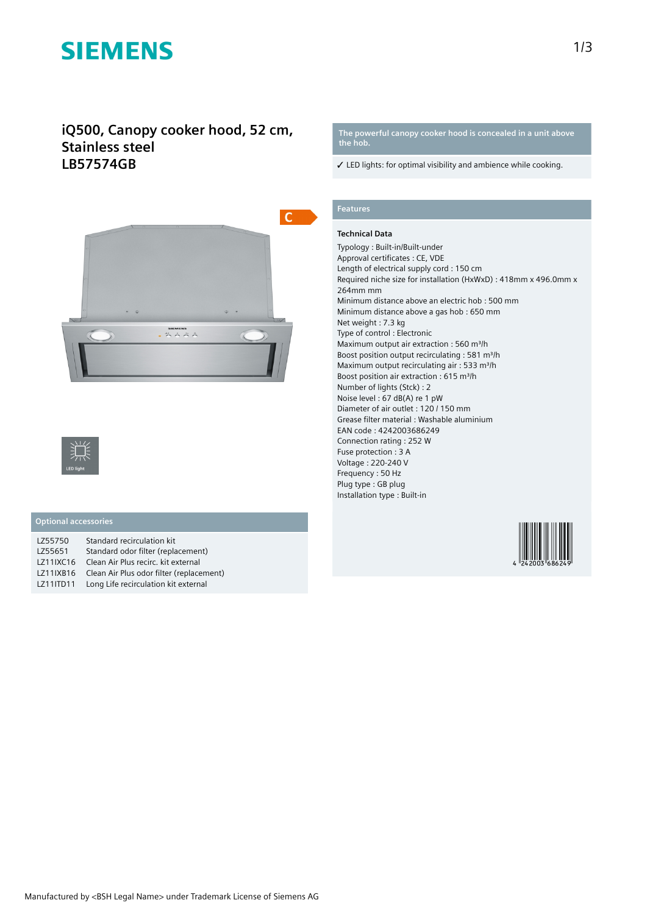# SIEMENS

## iQ500, Canopy cooker hood, 52 cm, Stainless steel
## LB57574GB

**The powerful canopy cooker hood is concealed in a unit above the hob.**

✓ LED lights: for optimal visibility and ambience while cooking.

C

LED light

### Features

**Technical Data**

Typology : Built-in/Built-under
Approval certificates : CE, VDE
Length of electrical supply cord : 150 cm
Required niche size for installation (HxWxD) : 418mm x 496.0mm x 264mm mm
Minimum distance above an electric hob : 500 mm
Minimum distance above a gas hob : 650 mm
Net weight : 7.3 kg
Type of control : Electronic
Maximum output air extraction : 560 m³/h
Boost position output recirculating : 581 m³/h
Maximum output recirculating air : 533 m³/h
Boost position air extraction : 615 m³/h
Number of lights (Stck) : 2
Noise level : 67 dB(A) re 1 pW
Diameter of air outlet : 120 / 150 mm
Grease filter material : Washable aluminium
EAN code : 4242003686249
Connection rating : 252 W
Fuse protection : 3 A
Voltage : 220-240 V
Frequency : 50 Hz
Plug type : GB plug
Installation type : Built-in

4 242003 686249

### Optional accessories

| | |
|---|---|
| LZ55750 | Standard recirculation kit |
| LZ55651 | Standard odor filter (replacement) |
| LZ11IXC16 | Clean Air Plus recirc. kit external |
| LZ11IXB16 | Clean Air Plus odor filter (replacement) |
| LZ11ITD11 | Long Life recirculation kit external |

Manufactured by <BSH Legal Name> under Trademark License of Siemens AG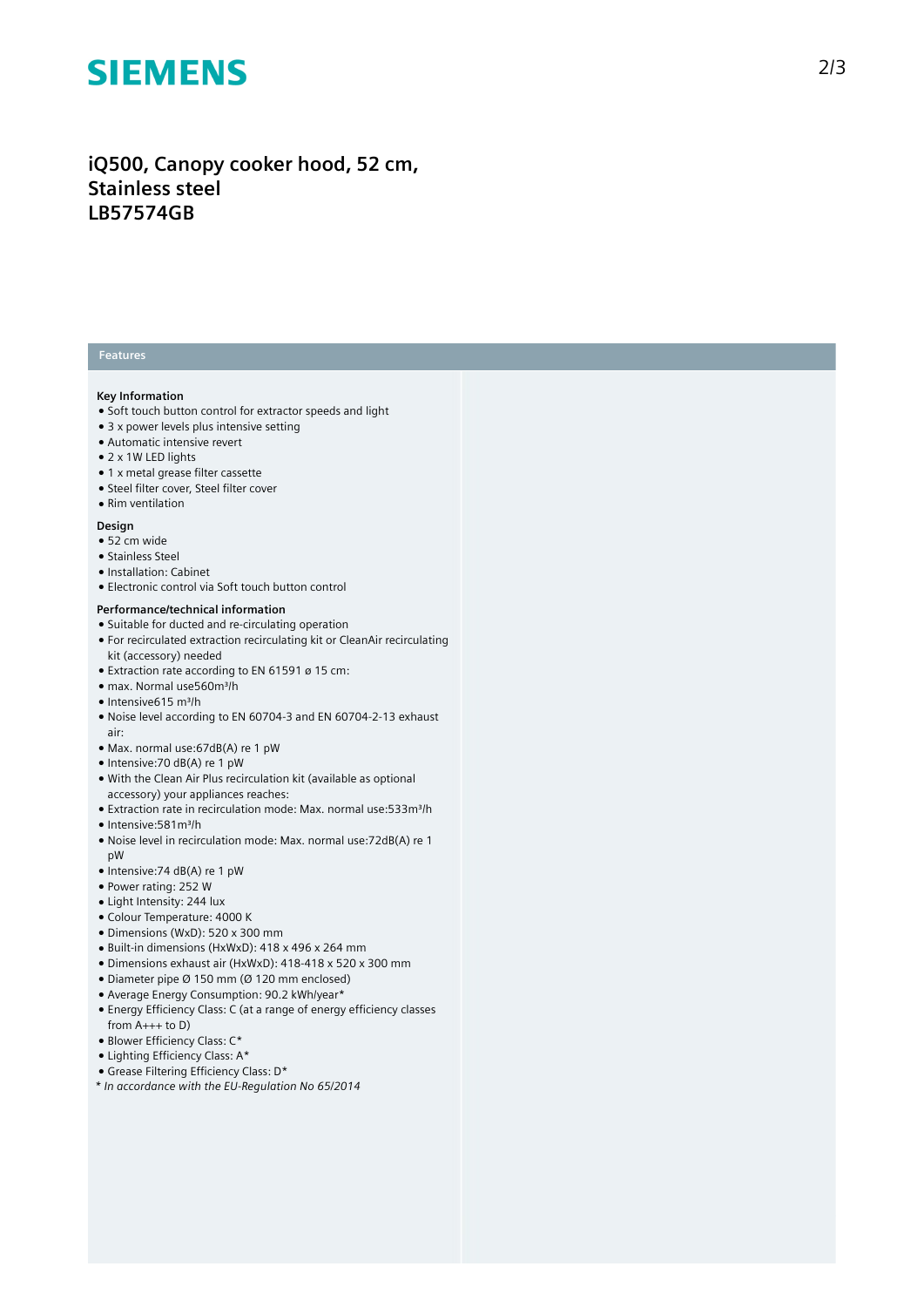# iQ500, Canopy cooker hood, 52 cm, Stainless steel
# LB57574GB

## Features

**Key Information**
- Soft touch button control for extractor speeds and light
- 3 x power levels plus intensive setting
- Automatic intensive revert
- 2 x 1W LED lights
- 1 x metal grease filter cassette
- Steel filter cover, Steel filter cover
- Rim ventilation

**Design**
- 52 cm wide
- Stainless Steel
- Installation: Cabinet
- Electronic control via Soft touch button control

**Performance/technical information**
- Suitable for ducted and re-circulating operation
- For recirculated extraction recirculating kit or CleanAir recirculating kit (accessory) needed
- Extraction rate according to EN 61591 ø 15 cm:
- max. Normal use560m³/h
- Intensive615 m³/h
- Noise level according to EN 60704-3 and EN 60704-2-13 exhaust air:
- Max. normal use:67dB(A) re 1 pW
- Intensive:70 dB(A) re 1 pW
- With the Clean Air Plus recirculation kit (available as optional accessory) your appliances reaches:
- Extraction rate in recirculation mode: Max. normal use:533m³/h
- Intensive:581m³/h
- Noise level in recirculation mode: Max. normal use:72dB(A) re 1 pW
- Intensive:74 dB(A) re 1 pW
- Power rating: 252 W
- Light Intensity: 244 lux
- Colour Temperature: 4000 K
- Dimensions (WxD): 520 x 300 mm
- Built-in dimensions (HxWxD): 418 x 496 x 264 mm
- Dimensions exhaust air (HxWxD): 418-418 x 520 x 300 mm
- Diameter pipe Ø 150 mm (Ø 120 mm enclosed)
- Average Energy Consumption: 90.2 kWh/year*
- Energy Efficiency Class: C (at a range of energy efficiency classes from A+++ to D)
- Blower Efficiency Class: C*
- Lighting Efficiency Class: A*
- Grease Filtering Efficiency Class: D*

*\* In accordance with the EU-Regulation No 65/2014*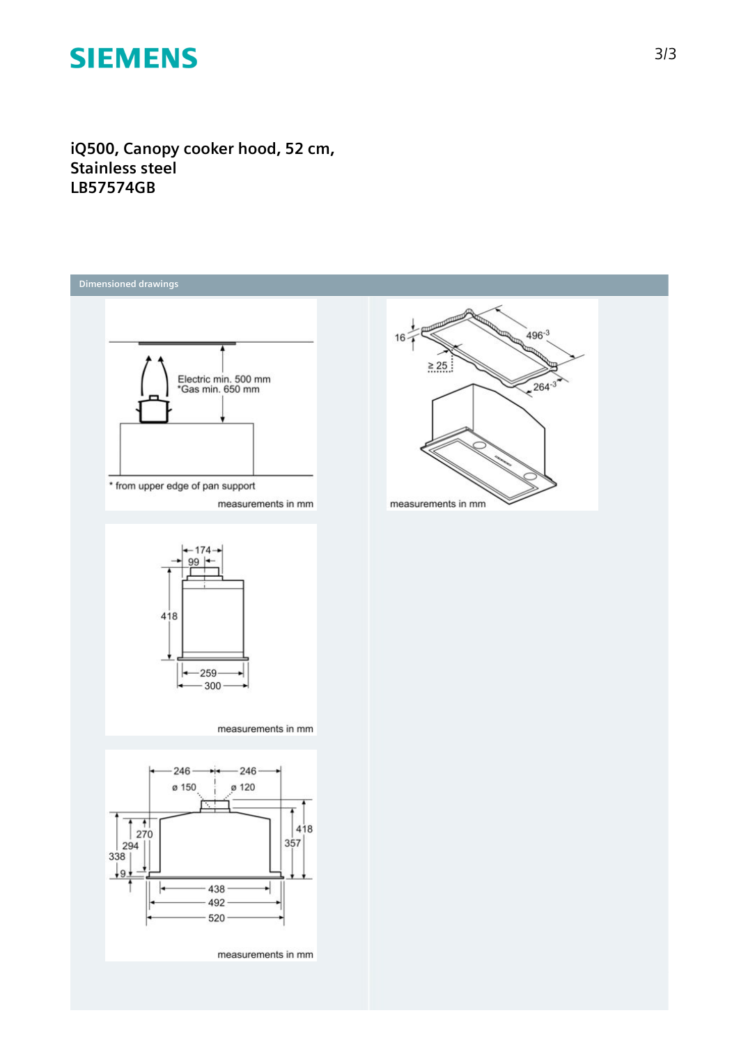# iQ500, Canopy cooker hood, 52 cm, Stainless steel
# LB57574GB

## Dimensioned drawings

Electric min. 500 mm
*Gas min. 650 mm

* from upper edge of pan support

measurements in mm

16
496-3
≥ 25
264-3

measurements in mm

174
99
418
259
300

measurements in mm

246
246
ø 150
ø 120
270
294
338
9
418
357
438
492
520

measurements in mm